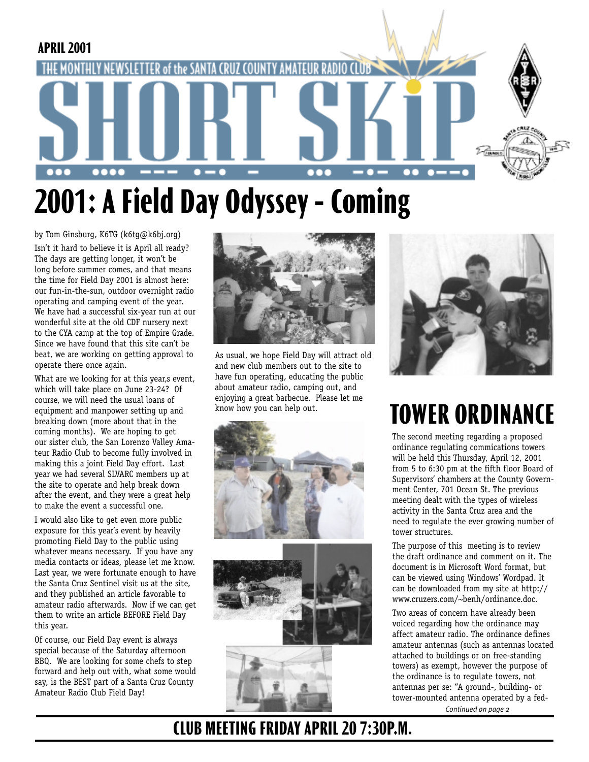APRIL 2001

THE MONTHLY NEWSLETTER of the SANTA CRUZ COUNTY AMATEUR RADIO CLUB

# SHORT SKiP

# 2001: A Field Day Odyssey - Coming

by Tom Ginsburg, K6TG (k6tg@k6bj.org)

Isn't it hard to believe it is April all ready? The days are getting longer, it won't be long before summer comes, and that means the time for Field Day 2001 is almost here: our fun-in-the-sun, outdoor overnight radio operating and camping event of the year. We have had a successful six-year run at our wonderful site at the old CDF nursery next to the CYA camp at the top of Empire Grade. Since we have found that this site can't be beat, we are working on getting approval to operate there once again.

What are we looking for at this year,s event, which will take place on June 23-24? Of course, we will need the usual loans of equipment and manpower setting up and breaking down (more about that in the coming months). We are hoping to get our sister club, the San Lorenzo Valley Amateur Radio Club to become fully involved in making this a joint Field Day effort. Last year we had several SLVARC members up at the site to operate and help break down after the event, and they were a great help to make the event a successful one.

I would also like to get even more public exposure for this year's event by heavily promoting Field Day to the public using whatever means necessary. If you have any media contacts or ideas, please let me know. Last year, we were fortunate enough to have the Santa Cruz Sentinel visit us at the site, and they published an article favorable to amateur radio afterwards. Now if we can get them to write an article BEFORE Field Day this year.

Of course, our Field Day event is always special because of the Saturday afternoon BBQ. We are looking for some chefs to step forward and help out with, what some would say, is the BEST part of a Santa Cruz County Amateur Radio Club Field Day!

As usual, we hope Field Day will attract old and new club members out to the site to have fun operating, educating the public about amateur radio, camping out, and enjoying a great barbecue. Please let me know how you can help out.

# TOWER ORDINANCE

The second meeting regarding a proposed ordinance regulating commications towers will be held this Thursday, April 12, 2001 from 5 to 6:30 pm at the fifth floor Board of Supervisors' chambers at the County Government Center, 701 Ocean St. The previous meeting dealt with the types of wireless activity in the Santa Cruz area and the need to regulate the ever growing number of tower structures.

The purpose of this meeting is to review the draft ordinance and comment on it. The document is in Microsoft Word format, but can be viewed using Windows' Wordpad. It can be downloaded from my site at http://www.cruzers.com/~benh/ordinance.doc.

Two areas of concern have already been voiced regarding how the ordinance may affect amateur radio. The ordinance defines amateur antennas (such as antennas located attached to buildings or on free-standing towers) as exempt, however the purpose of the ordinance is to regulate towers, not antennas per se: "A ground-, building- or tower-mounted antenna operated by a fed-

*Continued on page 2*

**CLUB MEETING FRIDAY APRIL 20 7:30P.M.**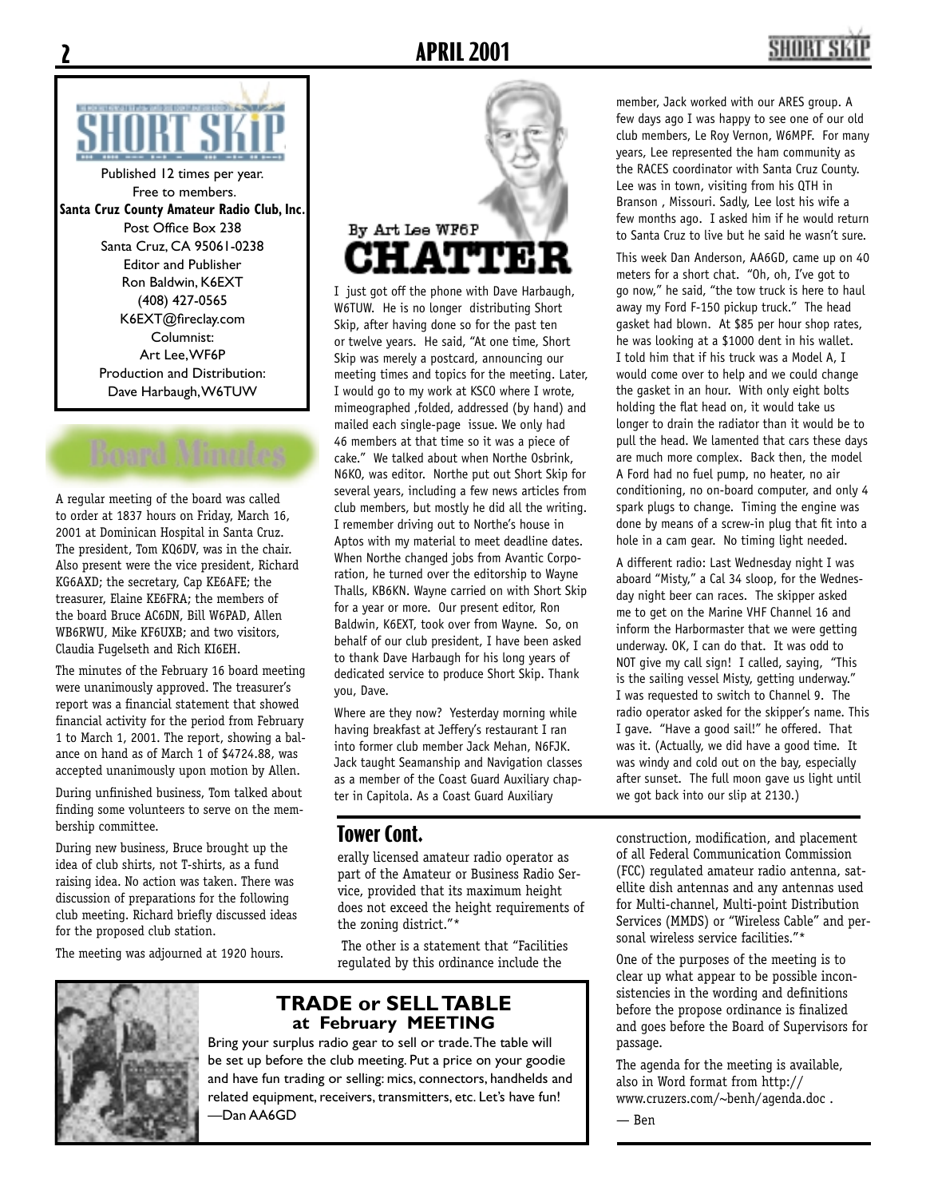**SHORT SKIP**

Published 12 times per year.
Free to members.
**Santa Cruz County Amateur Radio Club, Inc.**
Post Office Box 238
Santa Cruz, CA 95061-0238
Editor and Publisher
Ron Baldwin, K6EXT
(408) 427-0565
K6EXT@fireclay.com
Columnist:
Art Lee, WF6P
Production and Distribution:
Dave Harbaugh, W6TUW

## Board Minutes

A regular meeting of the board was called to order at 1837 hours on Friday, March 16, 2001 at Dominican Hospital in Santa Cruz. The president, Tom KQ6DV, was in the chair. Also present were the vice president, Richard KG6AXD; the secretary, Cap KE6AFE; the treasurer, Elaine KE6FRA; the members of the board Bruce AC6DN, Bill W6PAD, Allen WB6RWU, Mike KF6UXB; and two visitors, Claudia Fugelseth and Rich KI6EH.

The minutes of the February 16 board meeting were unanimously approved. The treasurer's report was a financial statement that showed financial activity for the period from February 1 to March 1, 2001. The report, showing a balance on hand as of March 1 of $4724.88, was accepted unanimously upon motion by Allen.

During unfinished business, Tom talked about finding some volunteers to serve on the membership committee.

During new business, Bruce brought up the idea of club shirts, not T-shirts, as a fund raising idea. No action was taken. There was discussion of preparations for the following club meeting. Richard briefly discussed ideas for the proposed club station.

The meeting was adjourned at 1920 hours.

## CHATTER

By Art Lee WF6P

I just got off the phone with Dave Harbaugh, W6TUW. He is no longer distributing Short Skip, after having done so for the past ten or twelve years. He said, "At one time, Short Skip was merely a postcard, announcing our meeting times and topics for the meeting. Later, I would go to my work at KSCO where I wrote, mimeographed ,folded, addressed (by hand) and mailed each single-page issue. We only had 46 members at that time so it was a piece of cake." We talked about when Northe Osbrink, N6KO, was editor. Northe put out Short Skip for several years, including a few news articles from club members, but mostly he did all the writing. I remember driving out to Northe's house in Aptos with my material to meet deadline dates. When Northe changed jobs from Avantic Corporation, he turned over the editorship to Wayne Thalls, KB6KN. Wayne carried on with Short Skip for a year or more. Our present editor, Ron Baldwin, K6EXT, took over from Wayne. So, on behalf of our club president, I have been asked to thank Dave Harbaugh for his long years of dedicated service to produce Short Skip. Thank you, Dave.

Where are they now? Yesterday morning while having breakfast at Jeffery's restaurant I ran into former club member Jack Mehan, N6FJK. Jack taught Seamanship and Navigation classes as a member of the Coast Guard Auxiliary chapter in Capitola. As a Coast Guard Auxiliary member, Jack worked with our ARES group. A few days ago I was happy to see one of our old club members, Le Roy Vernon, W6MPF. For many years, Lee represented the ham community as the RACES coordinator with Santa Cruz County. Lee was in town, visiting from his QTH in Branson , Missouri. Sadly, Lee lost his wife a few months ago. I asked him if he would return to Santa Cruz to live but he said he wasn't sure.

This week Dan Anderson, AA6GD, came up on 40 meters for a short chat. "Oh, oh, I've got to go now," he said, "the tow truck is here to haul away my Ford F-150 pickup truck." The head gasket had blown. At $85 per hour shop rates, he was looking at a $1000 dent in his wallet. I told him that if his truck was a Model A, I would come over to help and we could change the gasket in an hour. With only eight bolts holding the flat head on, it would take us longer to drain the radiator than it would be to pull the head. We lamented that cars these days are much more complex. Back then, the model A Ford had no fuel pump, no heater, no air conditioning, no on-board computer, and only 4 spark plugs to change. Timing the engine was done by means of a screw-in plug that fit into a hole in a cam gear. No timing light needed.

A different radio: Last Wednesday night I was aboard "Misty," a Cal 34 sloop, for the Wednesday night beer can races. The skipper asked me to get on the Marine VHF Channel 16 and inform the Harbormaster that we were getting underway. OK, I can do that. It was odd to NOT give my call sign! I called, saying, "This is the sailing vessel Misty, getting underway." I was requested to switch to Channel 9. The radio operator asked for the skipper's name. This I gave. "Have a good sail!" he offered. That was it. (Actually, we did have a good time. It was windy and cold out on the bay, especially after sunset. The full moon gave us light until we got back into our slip at 2130.)

## Tower Cont.

erally licensed amateur radio operator as part of the Amateur or Business Radio Service, provided that its maximum height does not exceed the height requirements of the zoning district."*

The other is a statement that "Facilities regulated by this ordinance include the construction, modification, and placement of all Federal Communication Commission (FCC) regulated amateur radio antenna, satellite dish antennas and any antennas used for Multi-channel, Multi-point Distribution Services (MMDS) or "Wireless Cable" and personal wireless service facilities."*

One of the purposes of the meeting is to clear up what appear to be possible inconsistencies in the wording and definitions before the propose ordinance is finalized and goes before the Board of Supervisors for passage.

The agenda for the meeting is available, also in Word format from http://www.cruzers.com/~benh/agenda.doc .

— Ben

## TRADE or SELL TABLE at February MEETING

Bring your surplus radio gear to sell or trade. The table will be set up before the club meeting. Put a price on your goodie and have fun trading or selling: mics, connectors, handhelds and related equipment, receivers, transmitters, etc. Let's have fun!
—Dan AA6GD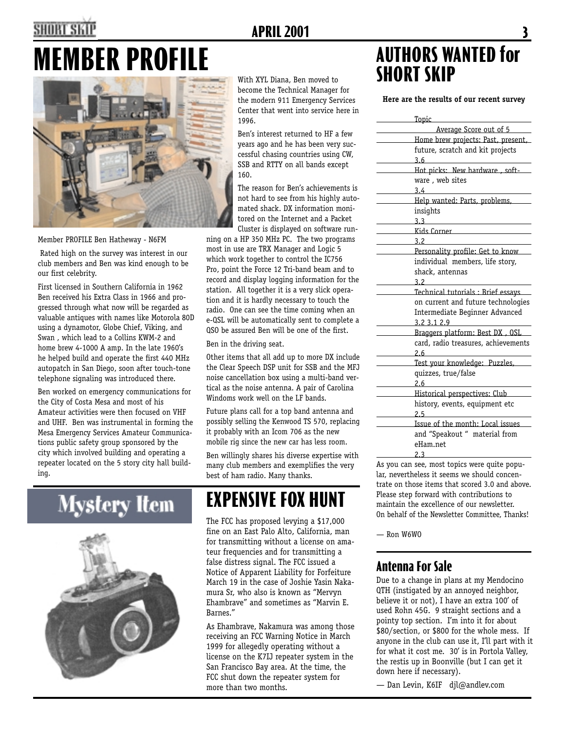# MEMBER PROFILE

Member PROFILE Ben Hatheway - N6FM

Rated high on the survey was interest in our club members and Ben was kind enough to be our first celebrity.

First licensed in Southern California in 1962 Ben received his Extra Class in 1966 and progressed through what now will be regarded as valuable antiques with names like Motorola 80D using a dynamotor, Globe Chief, Viking, and Swan , which lead to a Collins KWM-2 and home brew 4-1000 A amp. In the late 1960's he helped build and operate the first 440 MHz autopatch in San Diego, soon after touch-tone telephone signaling was introduced there.

Ben worked on emergency communications for the City of Costa Mesa and most of his Amateur activities were then focused on VHF and UHF. Ben was instrumental in forming the Mesa Emergency Services Amateur Communications public safety group sponsored by the city which involved building and operating a repeater located on the 5 story city hall building.

With XYL Diana, Ben moved to become the Technical Manager for the modern 911 Emergency Services Center that went into service here in 1996.

Ben's interest returned to HF a few years ago and he has been very successful chasing countries using CW, SSB and RTTY on all bands except 160.

The reason for Ben's achievements is not hard to see from his highly automated shack. DX information monitored on the Internet and a Packet Cluster is displayed on software running on a HP 350 MHz PC. The two programs most in use are TRX Manager and Logic 5 which work together to control the IC756 Pro, point the Force 12 Tri-band beam and to record and display logging information for the station. All together it is a very slick operation and it is hardly necessary to touch the radio. One can see the time coming when an e-QSL will be automatically sent to complete a QSO be assured Ben will be one of the first.

Ben in the driving seat.

Other items that all add up to more DX include the Clear Speech DSP unit for SSB and the MFJ noise cancellation box using a multi-band vertical as the noise antenna. A pair of Carolina Windoms work well on the LF bands.

Future plans call for a top band antenna and possibly selling the Kenwood TS 570, replacing it probably with an Icom 706 as the new mobile rig since the new car has less room.

Ben willingly shares his diverse expertise with many club members and exemplifies the very best of ham radio. Many thanks.

# Mystery Item

# EXPENSIVE FOX HUNT

The FCC has proposed levying a $17,000 fine on an East Palo Alto, California, man for transmitting without a license on amateur frequencies and for transmitting a false distress signal. The FCC issued a Notice of Apparent Liability for Forfeiture March 19 in the case of Joshie Yasin Nakamura Sr, who also is known as "Mervyn Ehambrave" and sometimes as "Marvin E. Barnes."

As Ehambrave, Nakamura was among those receiving an FCC Warning Notice in March 1999 for allegedly operating without a license on the K7IJ repeater system in the San Francisco Bay area. At the time, the FCC shut down the repeater system for more than two months.

# AUTHORS WANTED for SHORT SKIP

**Here are the results of our recent survey**

| Topic | Average Score out of 5 |
|---|---|
| Home brew projects: Past, present, future, scratch and kit projects | 3.6 |
| Hot picks: New hardware , software , web sites | 3.4 |
| Help wanted: Parts, problems, insights | 3.3 |
| Kids Corner | 3.2 |
| Personality profile: Get to know individual members, life story, shack, antennas | 3.2 |
| Technical tutorials : Brief essays on current and future technologies Intermediate Beginner Advanced | 3.2 3.1 2.9 |
| Braggers platform: Best DX , QSL card, radio treasures, achievements | 2.6 |
| Test your knowledge: Puzzles, quizzes, true/false | 2.6 |
| Historical perspectives: Club history, events, equipment etc | 2.5 |
| Issue of the month: Local issues and "Speakout " material from eHam.net | 2.3 |

As you can see, most topics were quite popular, nevertheless it seems we should concentrate on those items that scored 3.0 and above. Please step forward with contributions to maintain the excellence of our newsletter. On behalf of the Newsletter Committee, Thanks!

— Ron W6WO

## Antenna For Sale

Due to a change in plans at my Mendocino QTH (instigated by an annoyed neighbor, believe it or not), I have an extra 100' of used Rohn 45G. 9 straight sections and a pointy top section. I'm into it for about $80/section, or $800 for the whole mess. If anyone in the club can use it, I'll part with it for what it cost me. 30' is in Portola Valley, the restis up in Boonville (but I can get it down here if necessary).

— Dan Levin, K6IF djl@andlev.com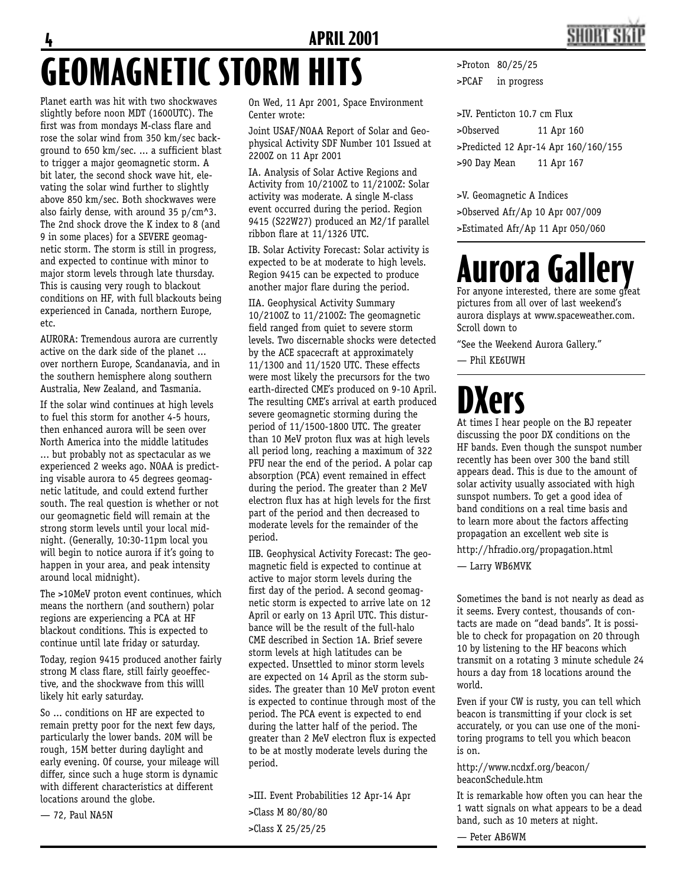// GEOMAGNETIC STORM HITS

Planet earth was hit with two shockwaves slightly before noon MDT (1600UTC). The first was from mondays M-class flare and rose the solar wind from 350 km/sec background to 650 km/sec. ... a sufficient blast to trigger a major geomagnetic storm. A bit later, the second shock wave hit, elevating the solar wind further to slightly above 850 km/sec. Both shockwaves were also fairly dense, with around 35 p/cm^3. The 2nd shock drove the K index to 8 (and 9 in some places) for a SEVERE geomagnetic storm. The storm is still in progress, and expected to continue with minor to major storm levels through late thursday. This is causing very rough to blackout conditions on HF, with full blackouts being experienced in Canada, northern Europe, etc.

AURORA: Tremendous aurora are currently active on the dark side of the planet ... over northern Europe, Scandanavia, and in the southern hemisphere along southern Australia, New Zealand, and Tasmania.

If the solar wind continues at high levels to fuel this storm for another 4-5 hours, then enhanced aurora will be seen over North America into the middle latitudes ... but probably not as spectacular as we experienced 2 weeks ago. NOAA is predicting visable aurora to 45 degrees geomagnetic latitude, and could extend further south. The real question is whether or not our geomagnetic field will remain at the strong storm levels until your local midnight. (Generally, 10:30-11pm local you will begin to notice aurora if it's going to happen in your area, and peak intensity around local midnight).

The >10MeV proton event continues, which means the northern (and southern) polar regions are experiencing a PCA at HF blackout conditions. This is expected to continue until late friday or saturday.

Today, region 9415 produced another fairly strong M class flare, still fairly geoeffective, and the shockwave from this willl likely hit early saturday.

So ... conditions on HF are expected to remain pretty poor for the next few days, particularly the lower bands. 20M will be rough, 15M better during daylight and early evening. Of course, your mileage will differ, since such a huge storm is dynamic with different characteristics at different locations around the globe.

— 72, Paul NA5N

On Wed, 11 Apr 2001, Space Environment Center wrote:

Joint USAF/NOAA Report of Solar and Geophysical Activity SDF Number 101 Issued at 2200Z on 11 Apr 2001

IA. Analysis of Solar Active Regions and Activity from 10/2100Z to 11/2100Z: Solar activity was moderate. A single M-class event occurred during the period. Region 9415 (S22W27) produced an M2/1f parallel ribbon flare at 11/1326 UTC.

IB. Solar Activity Forecast: Solar activity is expected to be at moderate to high levels. Region 9415 can be expected to produce another major flare during the period.

IIA. Geophysical Activity Summary 10/2100Z to 11/2100Z: The geomagnetic field ranged from quiet to severe storm levels. Two discernable shocks were detected by the ACE spacecraft at approximately 11/1300 and 11/1520 UTC. These effects were most likely the precursors for the two earth-directed CME's produced on 9-10 April. The resulting CME's arrival at earth produced severe geomagnetic storming during the period of 11/1500-1800 UTC. The greater than 10 MeV proton flux was at high levels all period long, reaching a maximum of 322 PFU near the end of the period. A polar cap absorption (PCA) event remained in effect during the period. The greater than 2 MeV electron flux has at high levels for the first part of the period and then decreased to moderate levels for the remainder of the period.

IIB. Geophysical Activity Forecast: The geomagnetic field is expected to continue at active to major storm levels during the first day of the period. A second geomagnetic storm is expected to arrive late on 12 April or early on 13 April UTC. This disturbance will be the result of the full-halo CME described in Section 1A. Brief severe storm levels at high latitudes can be expected. Unsettled to minor storm levels are expected on 14 April as the storm subsides. The greater than 10 MeV proton event is expected to continue through most of the period. The PCA event is expected to end during the latter half of the period. The greater than 2 MeV electron flux is expected to be at mostly moderate levels during the period.

>III. Event Probabilities 12 Apr-14 Apr

>Class M 80/80/80

>Class X 25/25/25

>Proton 80/25/25

>PCAF in progress

>IV. Penticton 10.7 cm Flux

>Observed 11 Apr 160

>Predicted 12 Apr-14 Apr 160/160/155

>90 Day Mean 11 Apr 167

>V. Geomagnetic A Indices

>Observed Afr/Ap 10 Apr 007/009

>Estimated Afr/Ap 11 Apr 050/060

# Aurora Gallery

For anyone interested, there are some great pictures from all over of last weekend's aurora displays at www.spaceweather.com. Scroll down to

"See the Weekend Aurora Gallery."

— Phil KE6UWH

# DXers

At times I hear people on the BJ repeater discussing the poor DX conditions on the HF bands. Even though the sunspot number recently has been over 300 the band still appears dead. This is due to the amount of solar activity usually associated with high sunspot numbers. To get a good idea of band conditions on a real time basis and to learn more about the factors affecting propagation an excellent web site is

http://hfradio.org/propagation.html

— Larry WB6MVK

Sometimes the band is not nearly as dead as it seems. Every contest, thousands of contacts are made on "dead bands". It is possible to check for propagation on 20 through 10 by listening to the HF beacons which transmit on a rotating 3 minute schedule 24 hours a day from 18 locations around the world.

Even if your CW is rusty, you can tell which beacon is transmitting if your clock is set accurately, or you can use one of the monitoring programs to tell you which beacon is on.

http://www.ncdxf.org/beacon/beaconSchedule.htm

It is remarkable how often you can hear the 1 watt signals on what appears to be a dead band, such as 10 meters at night.

— Peter AB6WM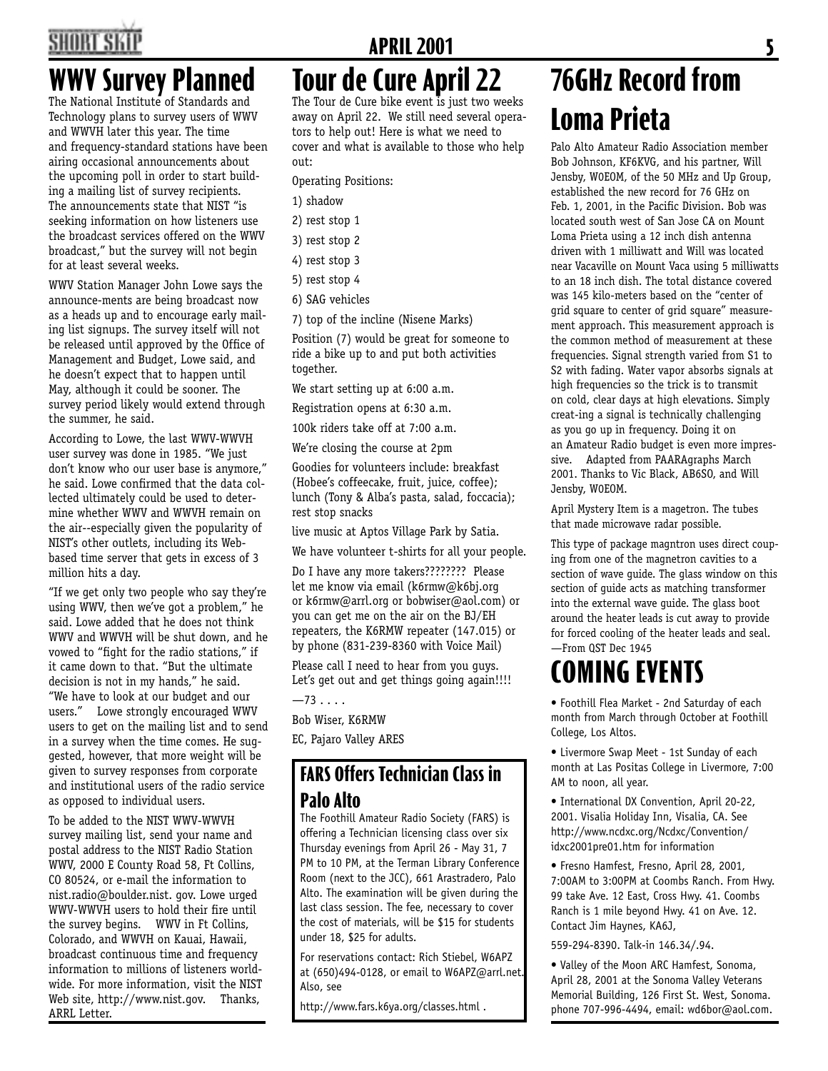# WWV Survey Planned

The National Institute of Standards and Technology plans to survey users of WWV and WWVH later this year. The time and frequency-standard stations have been airing occasional announcements about the upcoming poll in order to start building a mailing list of survey recipients. The announcements state that NIST "is seeking information on how listeners use the broadcast services offered on the WWV broadcast," but the survey will not begin for at least several weeks.

WWV Station Manager John Lowe says the announce-ments are being broadcast now as a heads up and to encourage early mailing list signups. The survey itself will not be released until approved by the Office of Management and Budget, Lowe said, and he doesn't expect that to happen until May, although it could be sooner. The survey period likely would extend through the summer, he said.

According to Lowe, the last WWV-WWVH user survey was done in 1985. "We just don't know who our user base is anymore," he said. Lowe confirmed that the data collected ultimately could be used to determine whether WWV and WWVH remain on the air--especially given the popularity of NIST's other outlets, including its Web-based time server that gets in excess of 3 million hits a day.

"If we get only two people who say they're using WWV, then we've got a problem," he said. Lowe added that he does not think WWV and WWVH will be shut down, and he vowed to "fight for the radio stations," if it came down to that. "But the ultimate decision is not in my hands," he said. "We have to look at our budget and our users." Lowe strongly encouraged WWV users to get on the mailing list and to send in a survey when the time comes. He suggested, however, that more weight will be given to survey responses from corporate and institutional users of the radio service as opposed to individual users.

To be added to the NIST WWV-WWVH survey mailing list, send your name and postal address to the NIST Radio Station WWV, 2000 E County Road 58, Ft Collins, CO 80524, or e-mail the information to nist.radio@boulder.nist. gov. Lowe urged WWV-WWVH users to hold their fire until the survey begins. WWV in Ft Collins, Colorado, and WWVH on Kauai, Hawaii, broadcast continuous time and frequency information to millions of listeners worldwide. For more information, visit the NIST Web site, http://www.nist.gov. Thanks, ARRL Letter.

# Tour de Cure April 22

The Tour de Cure bike event is just two weeks away on April 22. We still need several operators to help out! Here is what we need to cover and what is available to those who help out:

Operating Positions:

1) shadow
2) rest stop 1
3) rest stop 2
4) rest stop 3
5) rest stop 4
6) SAG vehicles
7) top of the incline (Nisene Marks)

Position (7) would be great for someone to ride a bike up to and put both activities together.

We start setting up at 6:00 a.m.

Registration opens at 6:30 a.m.

100k riders take off at 7:00 a.m.

We're closing the course at 2pm

Goodies for volunteers include: breakfast (Hobee's coffeecake, fruit, juice, coffee); lunch (Tony & Alba's pasta, salad, foccacia); rest stop snacks

live music at Aptos Village Park by Satia.

We have volunteer t-shirts for all your people.

Do I have any more takers???????? Please let me know via email (k6rmw@k6bj.org or k6rmw@arrl.org or bobwiser@aol.com) or you can get me on the air on the BJ/EH repeaters, the K6RMW repeater (147.015) or by phone (831-239-8360 with Voice Mail)

Please call I need to hear from you guys. Let's get out and get things going again!!!!

—73 . . . .

Bob Wiser, K6RMW

EC, Pajaro Valley ARES

## FARS Offers Technician Class in Palo Alto

The Foothill Amateur Radio Society (FARS) is offering a Technician licensing class over six Thursday evenings from April 26 - May 31, 7 PM to 10 PM, at the Terman Library Conference Room (next to the JCC), 661 Arastradero, Palo Alto. The examination will be given during the last class session. The fee, necessary to cover the cost of materials, will be $15 for students under 18, $25 for adults.

For reservations contact: Rich Stiebel, W6APZ at (650)494-0128, or email to W6APZ@arrl.net. Also, see

http://www.fars.k6ya.org/classes.html .

# 76GHz Record from Loma Prieta

Palo Alto Amateur Radio Association member Bob Johnson, KF6KVG, and his partner, Will Jensby, W0EOM, of the 50 MHz and Up Group, established the new record for 76 GHz on Feb. 1, 2001, in the Pacific Division. Bob was located south west of San Jose CA on Mount Loma Prieta using a 12 inch dish antenna driven with 1 milliwatt and Will was located near Vacaville on Mount Vaca using 5 milliwatts to an 18 inch dish. The total distance covered was 145 kilo-meters based on the "center of grid square to center of grid square" measurement approach. This measurement approach is the common method of measurement at these frequencies. Signal strength varied from S1 to S2 with fading. Water vapor absorbs signals at high frequencies so the trick is to transmit on cold, clear days at high elevations. Simply creat-ing a signal is technically challenging as you go up in frequency. Doing it on an Amateur Radio budget is even more impressive. Adapted from PAARAgraphs March 2001. Thanks to Vic Black, AB6SO, and Will Jensby, W0EOM.

April Mystery Item is a magetron. The tubes that made microwave radar possible.

This type of package magntron uses direct couping from one of the magnetron cavities to a section of wave guide. The glass window on this section of guide acts as matching transformer into the external wave guide. The glass boot around the heater leads is cut away to provide for forced cooling of the heater leads and seal. —From QST Dec 1945

# COMING EVENTS

- Foothill Flea Market - 2nd Saturday of each month from March through October at Foothill College, Los Altos.
- Livermore Swap Meet - 1st Sunday of each month at Las Positas College in Livermore, 7:00 AM to noon, all year.
- International DX Convention, April 20-22, 2001. Visalia Holiday Inn, Visalia, CA. See http://www.ncdxc.org/Ncdxc/Convention/idxc2001pre01.htm for information
- Fresno Hamfest, Fresno, April 28, 2001, 7:00AM to 3:00PM at Coombs Ranch. From Hwy. 99 take Ave. 12 East, Cross Hwy. 41. Coombs Ranch is 1 mile beyond Hwy. 41 on Ave. 12. Contact Jim Haynes, KA6J,

  559-294-8390. Talk-in 146.34/.94.
- Valley of the Moon ARC Hamfest, Sonoma, April 28, 2001 at the Sonoma Valley Veterans Memorial Building, 126 First St. West, Sonoma. phone 707-996-4494, email: wd6bor@aol.com.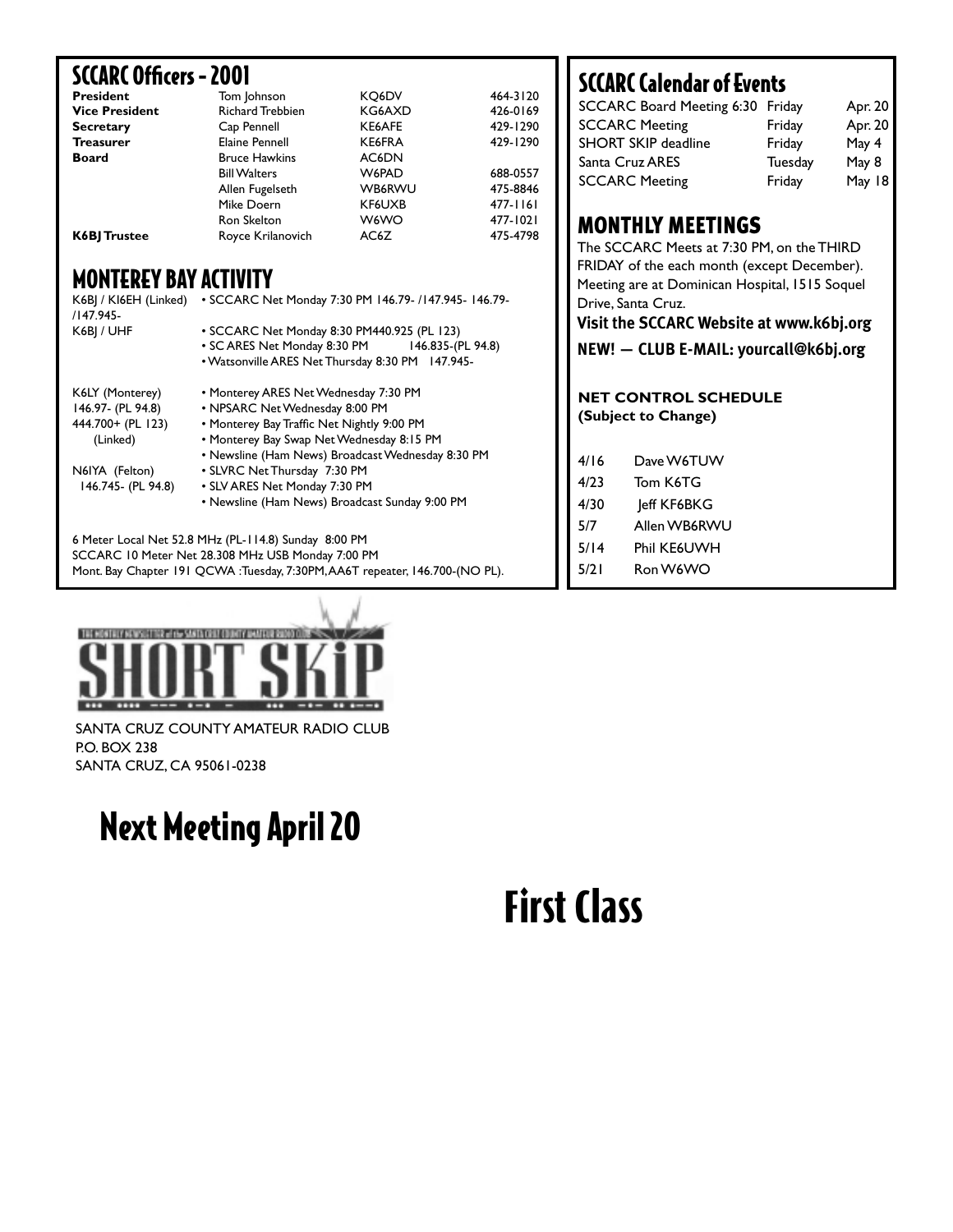## SCCARC Officers - 2001

| | | | |
|---|---|---|---|
| **President** | Tom Johnson | KQ6DV | 464-3120 |
| **Vice President** | Richard Trebbien | KG6AXD | 426-0169 |
| **Secretary** | Cap Pennell | KE6AFE | 429-1290 |
| **Treasurer** | Elaine Pennell | KE6FRA | 429-1290 |
| **Board** | Bruce Hawkins | AC6DN | |
| | Bill Walters | W6PAD | 688-0557 |
| | Allen Fugelseth | WB6RWU | 475-8846 |
| | Mike Doern | KF6UXB | 477-1161 |
| | Ron Skelton | W6WO | 477-1021 |
| **K6BJ Trustee** | Royce Krilanovich | AC6Z | 475-4798 |

## MONTEREY BAY ACTIVITY

K6BJ / KI6EH (Linked) /147.945-
- SCCARC Net Monday 7:30 PM 146.79- /147.945- 146.79-

K6BJ / UHF
- SCCARC Net Monday 8:30 PM440.925 (PL 123)
- SC ARES Net Monday 8:30 PM 146.835-(PL 94.8)
- Watsonville ARES Net Thursday 8:30 PM 147.945-

K6LY (Monterey) 146.97- (PL 94.8) 444.700+ (PL 123) (Linked)
- Monterey ARES Net Wednesday 7:30 PM
- NPSARC Net Wednesday 8:00 PM
- Monterey Bay Traffic Net Nightly 9:00 PM
- Monterey Bay Swap Net Wednesday 8:15 PM
- Newsline (Ham News) Broadcast Wednesday 8:30 PM

N6IYA (Felton) 146.745- (PL 94.8)
- SLVRC Net Thursday 7:30 PM
- SLV ARES Net Monday 7:30 PM
- Newsline (Ham News) Broadcast Sunday 9:00 PM

6 Meter Local Net 52.8 MHz (PL-114.8) Sunday 8:00 PM
SCCARC 10 Meter Net 28.308 MHz USB Monday 7:00 PM
Mont. Bay Chapter 191 QCWA :Tuesday, 7:30PM, AA6T repeater, 146.700-(NO PL).

## SCCARC Calendar of Events

| | | |
|---|---|---|
| SCCARC Board Meeting 6:30 | Friday | Apr. 20 |
| SCCARC Meeting | Friday | Apr. 20 |
| SHORT SKIP deadline | Friday | May 4 |
| Santa Cruz ARES | Tuesday | May 8 |
| SCCARC Meeting | Friday | May 18 |

## MONTHLY MEETINGS

The SCCARC Meets at 7:30 PM, on the THIRD FRIDAY of the each month (except December). Meeting are at Dominican Hospital, 1515 Soquel Drive, Santa Cruz.

**Visit the SCCARC Website at www.k6bj.org**

**NEW! — CLUB E-MAIL: yourcall@k6bj.org**

**NET CONTROL SCHEDULE**
**(Subject to Change)**

| | |
|---|---|
| 4/16 | Dave W6TUW |
| 4/23 | Tom K6TG |
| 4/30 | Jeff KF6BKG |
| 5/7 | Allen WB6RWU |
| 5/14 | Phil KE6UWH |
| 5/21 | Ron W6WO |

THE MONTHLY NEWSLETTER of the SANTA CRUZ COUNTY AMATEUR RADIO CLUB

# SHORT SKIP

SANTA CRUZ COUNTY AMATEUR RADIO CLUB
P.O. BOX 238
SANTA CRUZ, CA 95061-0238

# Next Meeting April 20

# First Class